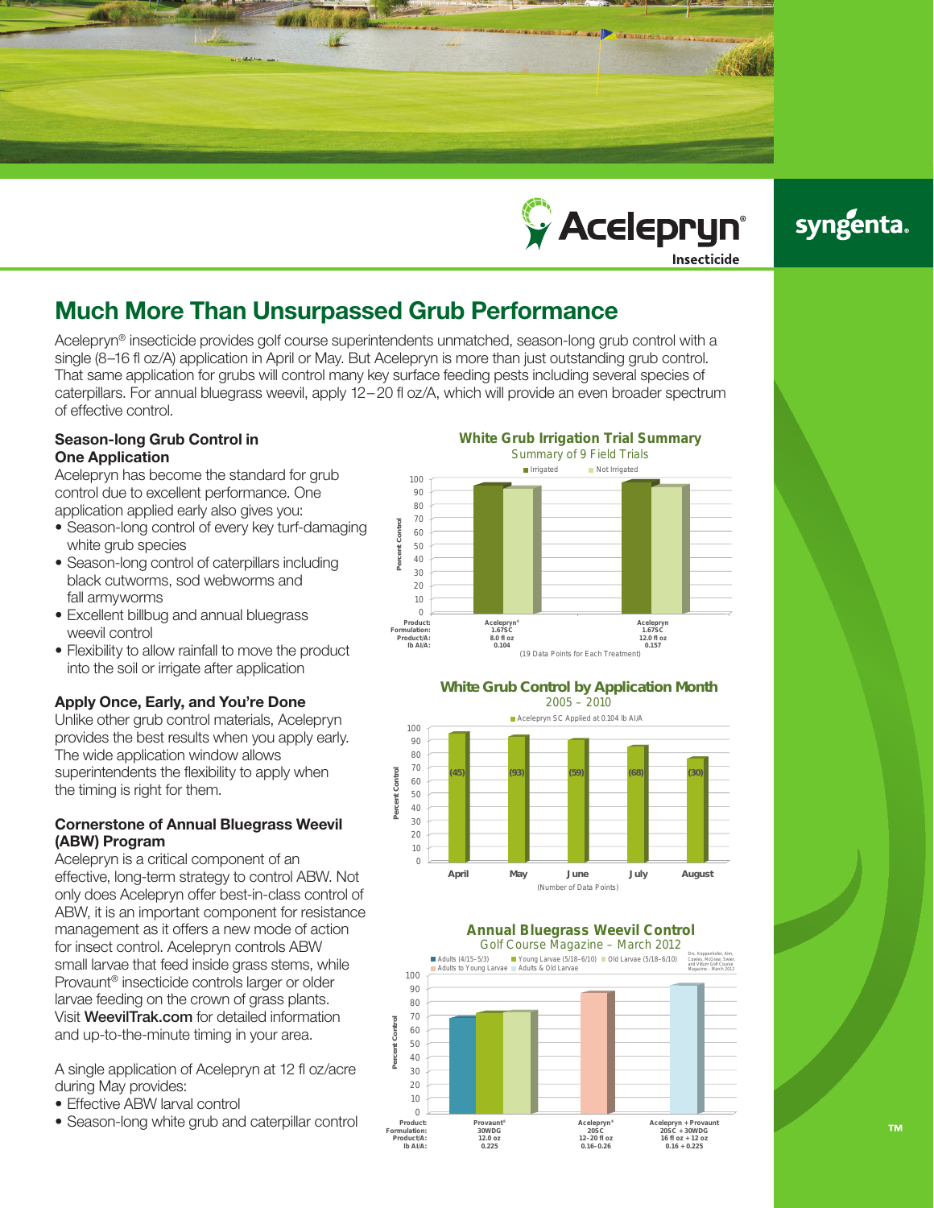# Much More Than Unsurpassed Grub Performance

Acelepryn® insecticide provides golf course superintendents unmatched, season-long grub control with a single (8–16 fl oz/A) application in April or May. But Acelepryn is more than just outstanding grub control. That same application for grubs will control many key surface feeding pests including several species of caterpillars. For annual bluegrass weevil, apply 12–20 fl oz/A, which will provide an even broader spectrum of effective control.

### Season-long Grub Control in One Application

Acelepryn has become the standard for grub control due to excellent performance. One application applied early also gives you:

- Season-long control of every key turf-damaging white grub species
- Season-long control of caterpillars including black cutworms, sod webworms and fall armyworms
- Excellent billbug and annual bluegrass weevil control
- Flexibility to allow rainfall to move the product into the soil or irrigate after application

### Apply Once, Early, and You're Done

Unlike other grub control materials, Acelepryn provides the best results when you apply early. The wide application window allows superintendents the flexibility to apply when the timing is right for them.

### Cornerstone of Annual Bluegrass Weevil (ABW) Program

Acelepryn is a critical component of an effective, long-term strategy to control ABW. Not only does Acelepryn offer best-in-class control of ABW, it is an important component for resistance management as it offers a new mode of action for insect control. Acelepryn controls ABW small larvae that feed inside grass stems, while Provaunt® insecticide controls larger or older larvae feeding on the crown of grass plants. Visit **WeevilTrak.com** for detailed information and up-to-the-minute timing in your area.

A single application of Acelepryn at 12 fl oz/acre during May provides:

- Effective ABW larval control
- Season-long white grub and caterpillar control

**White Grub Irrigation Trial Summary**
Summary of 9 Field Trials

| Product: | Acelepryn® | Acelepryn |
|---|---|---|
| Formulation: | 1.67SC | 1.67SC |
| Product/A: | 8.0 fl oz | 12.0 fl oz |
| lb AI/A: | 0.104 | 0.157 |

(19 Data Points for Each Treatment)

**White Grub Control by Application Month**
2005 – 2010
Acelepryn SC Applied at 0.104 lb AI/A

| Month | April | May | June | July | August |
|---|---|---|---|---|---|
| (Number of Data Points) | (45) | (93) | (59) | (68) | (30) |

**Annual Bluegrass Weevil Control**
Golf Course Magazine – March 2012

Adults (4/15–5/3), Young Larvae (5/18–6/10), Old Larvae (5/18–6/10), Adults to Young Larvae, Adults & Old Larvae

Drs. Koppenhofer, Alm, Cowles, McGraw, Swier, and Vittum Golf Course Magazine – March 2012

| Product: | Provaunt® | Acelepryn® | Acelepryn + Provaunt |
|---|---|---|---|
| Formulation: | 30WDG | 20SC | 20SC + 30WDG |
| Product/A: | 12.0 oz | 12–20 fl oz | 16 fl oz + 12 oz |
| lb AI/A: | 0.225 | 0.16–0.26 | 0.16 + 0.225 |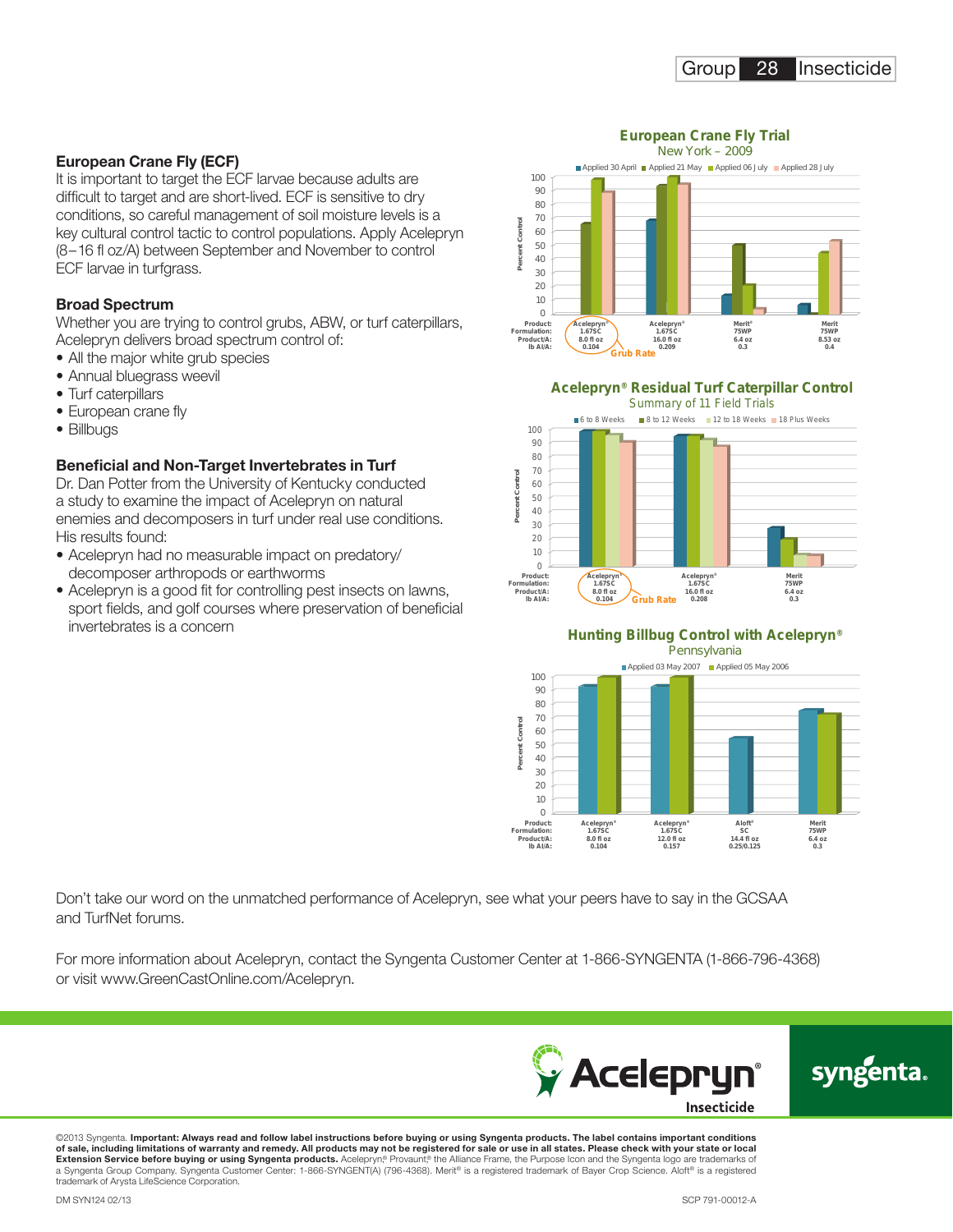Group 28 Insecticide

## European Crane Fly (ECF)

It is important to target the ECF larvae because adults are difficult to target and are short-lived. ECF is sensitive to dry conditions, so careful management of soil moisture levels is a key cultural control tactic to control populations. Apply Acelepryn (8–16 fl oz/A) between September and November to control ECF larvae in turfgrass.

## Broad Spectrum

Whether you are trying to control grubs, ABW, or turf caterpillars, Acelepryn delivers broad spectrum control of:

- All the major white grub species
- Annual bluegrass weevil
- Turf caterpillars
- European crane fly
- Billbugs

## Beneficial and Non-Target Invertebrates in Turf

Dr. Dan Potter from the University of Kentucky conducted a study to examine the impact of Acelepryn on natural enemies and decomposers in turf under real use conditions. His results found:

- Acelepryn had no measurable impact on predatory/decomposer arthropods or earthworms
- Acelepryn is a good fit for controlling pest insects on lawns, sport fields, and golf courses where preservation of beneficial invertebrates is a concern

**European Crane Fly Trial**
New York – 2009

Applied 30 April | Applied 21 May | Applied 06 July | Applied 28 July

Percent Control
0 10 20 30 40 50 60 70 80 90 100

Product: Acelepryn® | Acelepryn® | Merit® | Merit
Formulation: 1.67SC | 1.67SC | 75WP | 75WP
Product/A: 8.0 fl oz | 16.0 fl oz | 6.4 oz | 8.53 oz
lb AI/A: 0.104 | 0.209 | 0.3 | 0.4

Grub Rate

**Acelepryn® Residual Turf Caterpillar Control**
Summary of 11 Field Trials

6 to 8 Weeks | 8 to 12 Weeks | 12 to 18 Weeks | 18 Plus Weeks

Percent Control
0 10 20 30 40 50 60 70 80 90 100

Product: Acelepryn® | Acelepryn® | Merit
Formulation: 1.67SC | 1.67SC | 75WP
Product/A: 8.0 fl oz | 16.0 fl oz | 6.4 oz
lb AI/A: 0.104 | 0.208 | 0.3

Grub Rate

**Hunting Billbug Control with Acelepryn®**
Pennsylvania

Applied 03 May 2007 | Applied 05 May 2006

Percent Control
0 10 20 30 40 50 60 70 80 90 100

Product: Acelepryn® | Acelepryn® | Aloft® | Merit
Formulation: 1.67SC | 1.67SC | SC | 75WP
Product/A: 8.0 fl oz | 12.0 fl oz | 14.4 fl oz | 6.4 oz
lb AI/A: 0.104 | 0.157 | 0.25/0.125 | 0.3

Don't take our word on the unmatched performance of Acelepryn, see what your peers have to say in the GCSAA and TurfNet forums.

For more information about Acelepryn, contact the Syngenta Customer Center at 1-866-SYNGENTA (1-866-796-4368) or visit www.GreenCastOnline.com/Acelepryn.

Acelepryn® Insecticide

syngenta.

©2013 Syngenta. **Important: Always read and follow label instructions before buying or using Syngenta products. The label contains important conditions of sale, including limitations of warranty and remedy. All products may not be registered for sale or use in all states. Please check with your state or local Extension Service before buying or using Syngenta products.** Acelepryn®, Provaunt®, the Alliance Frame, the Purpose Icon and the Syngenta logo are trademarks of a Syngenta Group Company. Syngenta Customer Center: 1-866-SYNGENT(A) (796-4368). Merit® is a registered trademark of Bayer Crop Science. Aloft® is a registered trademark of Arysta LifeScience Corporation.

DM SYN124 02/13

SCP 791-00012-A